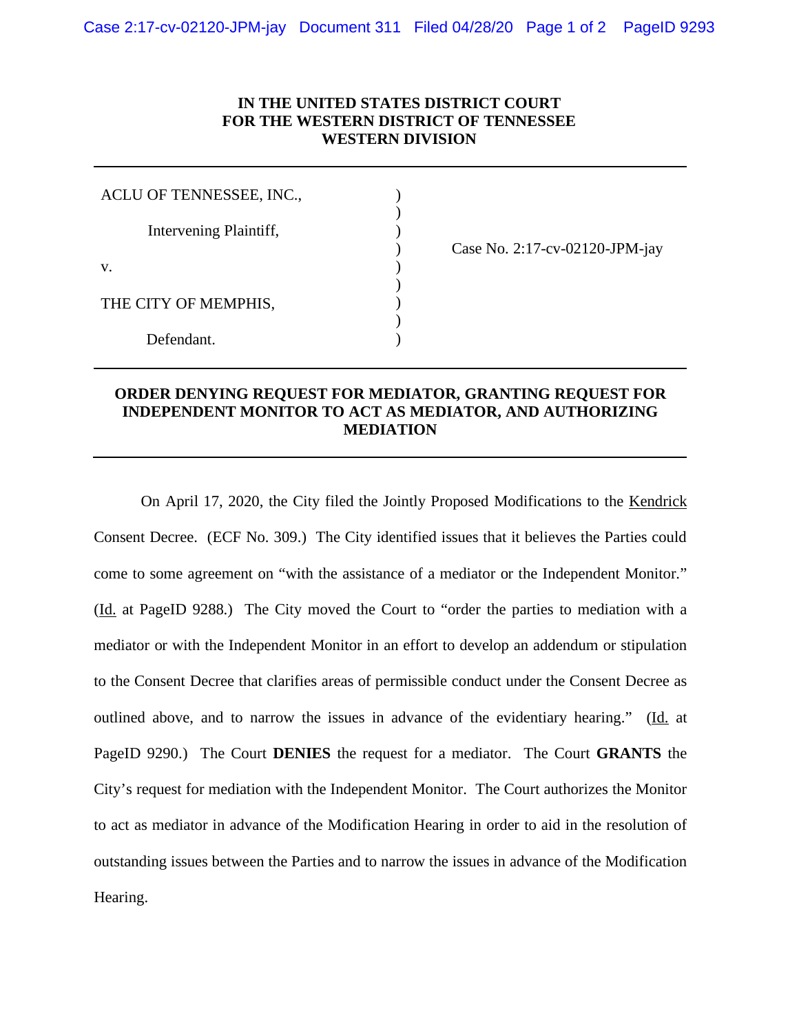**IN THE UNITED STATES DISTRICT COURT**
**FOR THE WESTERN DISTRICT OF TENNESSEE**
**WESTERN DIVISION**

| | | |
|---|---|---|
| ACLU OF TENNESSEE, INC., | ) | |
| Intervening Plaintiff, | ) | |
| | ) | Case No. 2:17-cv-02120-JPM-jay |
| v. | ) | |
| | ) | |
| THE CITY OF MEMPHIS, | ) | |
| Defendant. | ) | |

**ORDER DENYING REQUEST FOR MEDIATOR, GRANTING REQUEST FOR INDEPENDENT MONITOR TO ACT AS MEDIATOR, AND AUTHORIZING MEDIATION**

On April 17, 2020, the City filed the Jointly Proposed Modifications to the Kendrick Consent Decree. (ECF No. 309.) The City identified issues that it believes the Parties could come to some agreement on "with the assistance of a mediator or the Independent Monitor." (Id. at PageID 9288.) The City moved the Court to "order the parties to mediation with a mediator or with the Independent Monitor in an effort to develop an addendum or stipulation to the Consent Decree that clarifies areas of permissible conduct under the Consent Decree as outlined above, and to narrow the issues in advance of the evidentiary hearing." (Id. at PageID 9290.) The Court **DENIES** the request for a mediator. The Court **GRANTS** the City's request for mediation with the Independent Monitor. The Court authorizes the Monitor to act as mediator in advance of the Modification Hearing in order to aid in the resolution of outstanding issues between the Parties and to narrow the issues in advance of the Modification Hearing.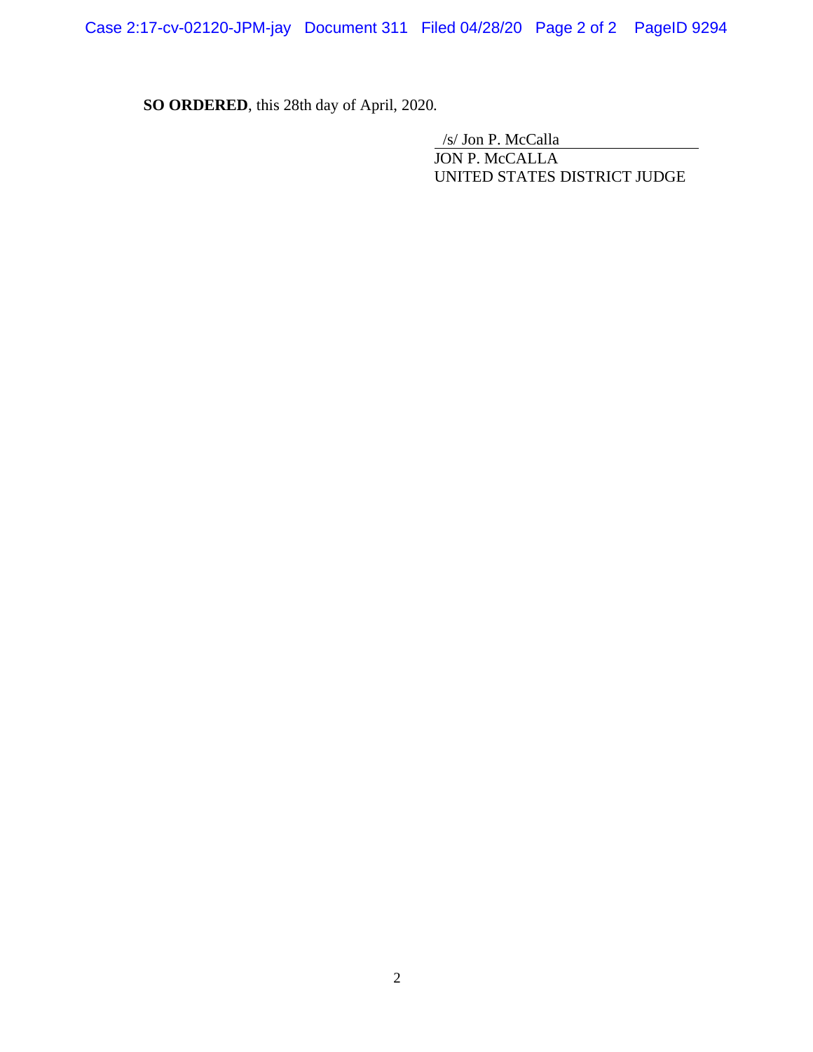**SO ORDERED**, this 28th day of April, 2020.

/s/ Jon P. McCalla
JON P. McCALLA
UNITED STATES DISTRICT JUDGE